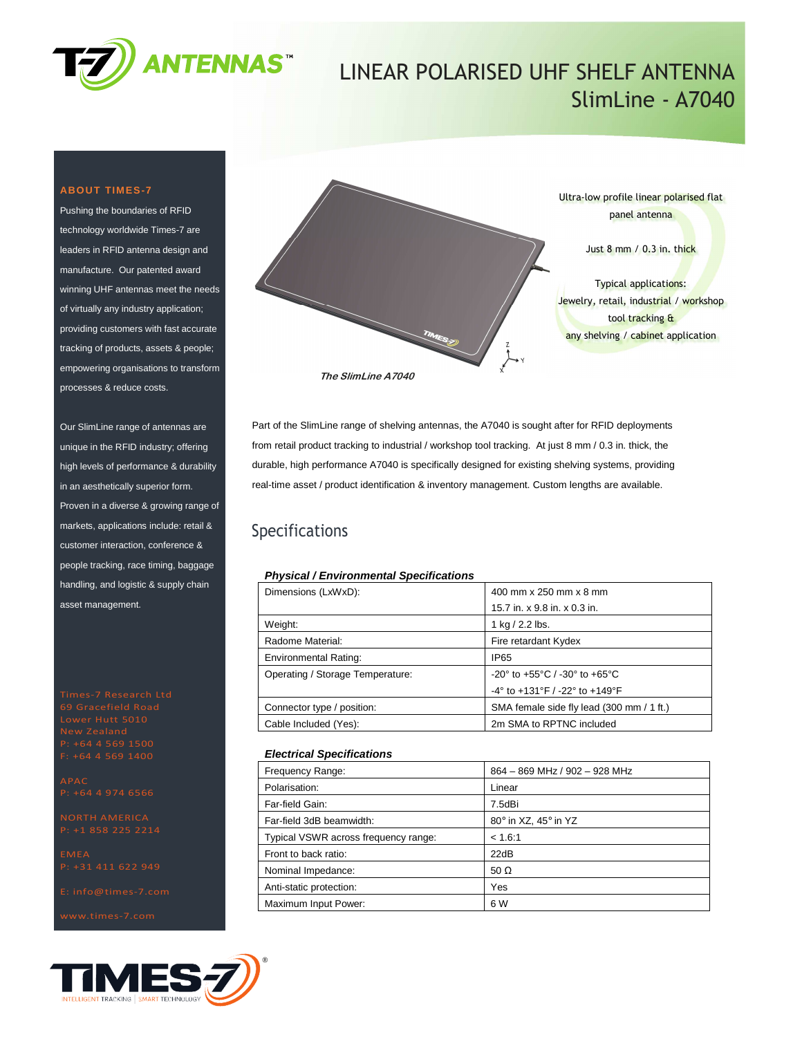# LINEAR POLARISED UHF SHELF ANTENNA
## SlimLine - A7040

### ABOUT TIMES-7

Pushing the boundaries of RFID technology worldwide Times-7 are leaders in RFID antenna design and manufacture. Our patented award winning UHF antennas meet the needs of virtually any industry application; providing customers with fast accurate tracking of products, assets & people; empowering organisations to transform processes & reduce costs.

Our SlimLine range of antennas are unique in the RFID industry; offering high levels of performance & durability in an aesthetically superior form. Proven in a diverse & growing range of markets, applications include: retail & customer interaction, conference & people tracking, race timing, baggage handling, and logistic & supply chain asset management.

Times-7 Research Ltd
69 Gracefield Road
Lower Hutt 5010
New Zealand
P: +64 4 569 1500
F: +64 4 569 1400

APAC
P: +64 4 974 6566

NORTH AMERICA
P: +1 858 225 2214

EMEA
P: +31 411 622 949

E: info@times-7.com

www.times-7.com

*The SlimLine A7040*

Ultra-low profile linear polarised flat panel antenna

Just 8 mm / 0.3 in. thick

Typical applications:
Jewelry, retail, industrial / workshop tool tracking &
any shelving / cabinet application

Part of the SlimLine range of shelving antennas, the A7040 is sought after for RFID deployments from retail product tracking to industrial / workshop tool tracking. At just 8 mm / 0.3 in. thick, the durable, high performance A7040 is specifically designed for existing shelving systems, providing real-time asset / product identification & inventory management. Custom lengths are available.

## Specifications

***Physical / Environmental Specifications***

| | |
|---|---|
| Dimensions (LxWxD): | 400 mm x 250 mm x 8 mm<br>15.7 in. x 9.8 in. x 0.3 in. |
| Weight: | 1 kg / 2.2 lbs. |
| Radome Material: | Fire retardant Kydex |
| Environmental Rating: | IP65 |
| Operating / Storage Temperature: | -20° to +55°C / -30° to +65°C<br>-4° to +131°F / -22° to +149°F |
| Connector type / position: | SMA female side fly lead (300 mm / 1 ft.) |
| Cable Included (Yes): | 2m SMA to RPTNC included |

***Electrical Specifications***

| | |
|---|---|
| Frequency Range: | 864 – 869 MHz / 902 – 928 MHz |
| Polarisation: | Linear |
| Far-field Gain: | 7.5dBi |
| Far-field 3dB beamwidth: | 80° in XZ, 45° in YZ |
| Typical VSWR across frequency range: | < 1.6:1 |
| Front to back ratio: | 22dB |
| Nominal Impedance: | 50 Ω |
| Anti-static protection: | Yes |
| Maximum Input Power: | 6 W |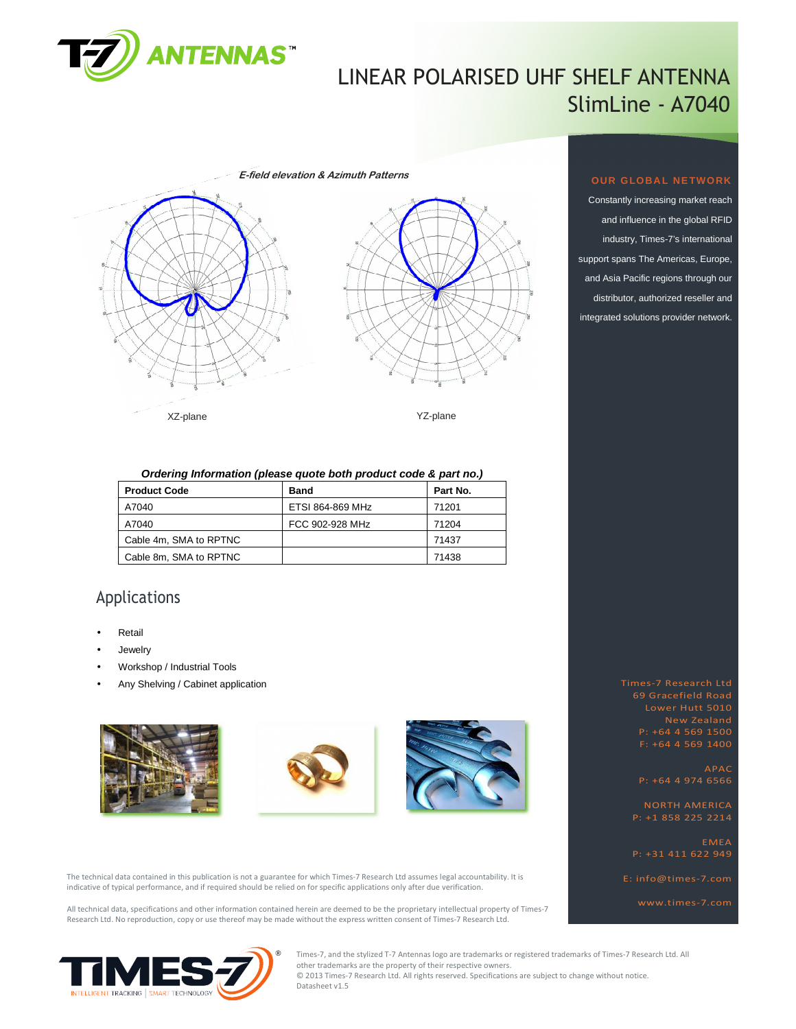# LINEAR POLARISED UHF SHELF ANTENNA
## SlimLine - A7040

*E-field elevation & Azimuth Patterns*

XZ-plane

YZ-plane

*Ordering Information (please quote both product code & part no.)*

| Product Code | Band | Part No. |
|---|---|---|
| A7040 | ETSI 864-869 MHz | 71201 |
| A7040 | FCC 902-928 MHz | 71204 |
| Cable 4m, SMA to RPTNC | | 71437 |
| Cable 8m, SMA to RPTNC | | 71438 |

## Applications

- Retail
- Jewelry
- Workshop / Industrial Tools
- Any Shelving / Cabinet application

The technical data contained in this publication is not a guarantee for which Times-7 Research Ltd assumes legal accountability. It is indicative of typical performance, and if required should be relied on for specific applications only after due verification.

All technical data, specifications and other information contained herein are deemed to be the proprietary intellectual property of Times-7 Research Ltd. No reproduction, copy or use thereof may be made without the express written consent of Times-7 Research Ltd.

### OUR GLOBAL NETWORK

Constantly increasing market reach and influence in the global RFID industry, Times-7's international support spans The Americas, Europe, and Asia Pacific regions through our distributor, authorized reseller and integrated solutions provider network.

Times-7 Research Ltd
69 Gracefield Road
Lower Hutt 5010
New Zealand
P: +64 4 569 1500
F: +64 4 569 1400

APAC
P: +64 4 974 6566

NORTH AMERICA
P: +1 858 225 2214

EMEA
P: +31 411 622 949

E: info@times-7.com

www.times-7.com

Times-7, and the stylized T-7 Antennas logo are trademarks or registered trademarks of Times-7 Research Ltd. All other trademarks are the property of their respective owners.
© 2013 Times-7 Research Ltd. All rights reserved. Specifications are subject to change without notice.
Datasheet v1.5